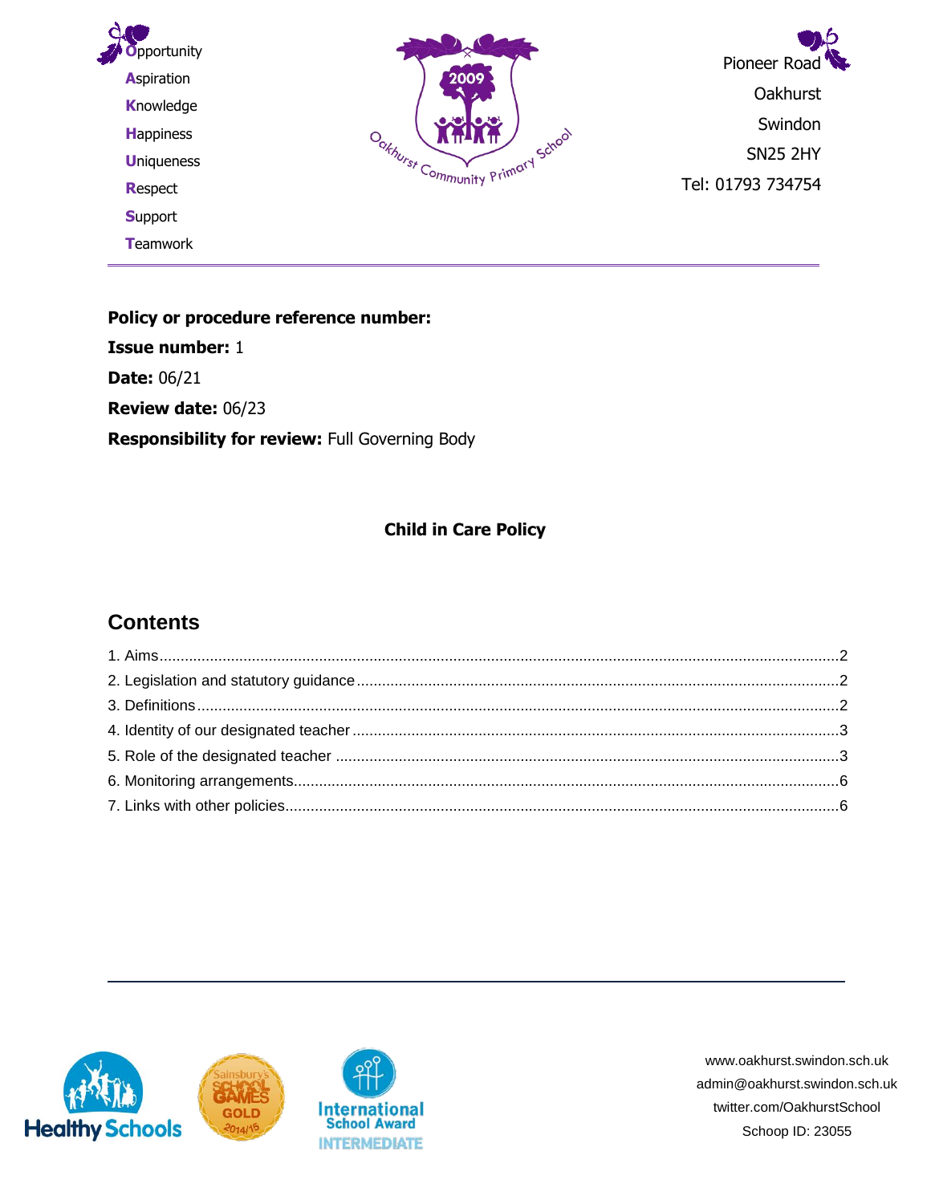**O**pportunity
**A**spiration
**K**nowledge
**H**appiness
**U**niqueness
**R**espect
**S**upport
**T**eamwork

Pioneer Road
Oakhurst
Swindon
SN25 2HY
Tel: 01793 734754

---

**Policy or procedure reference number:**

**Issue number:** 1

**Date:** 06/21

**Review date:** 06/23

**Responsibility for review:** Full Governing Body

**Child in Care Policy**

## Contents

1. Aims....2
2. Legislation and statutory guidance....2
3. Definitions....2
4. Identity of our designated teacher....3
5. Role of the designated teacher....3
6. Monitoring arrangements....6
7. Links with other policies....6

---

www.oakhurst.swindon.sch.uk
admin@oakhurst.swindon.sch.uk
twitter.com/OakhurstSchool
Schoop ID: 23055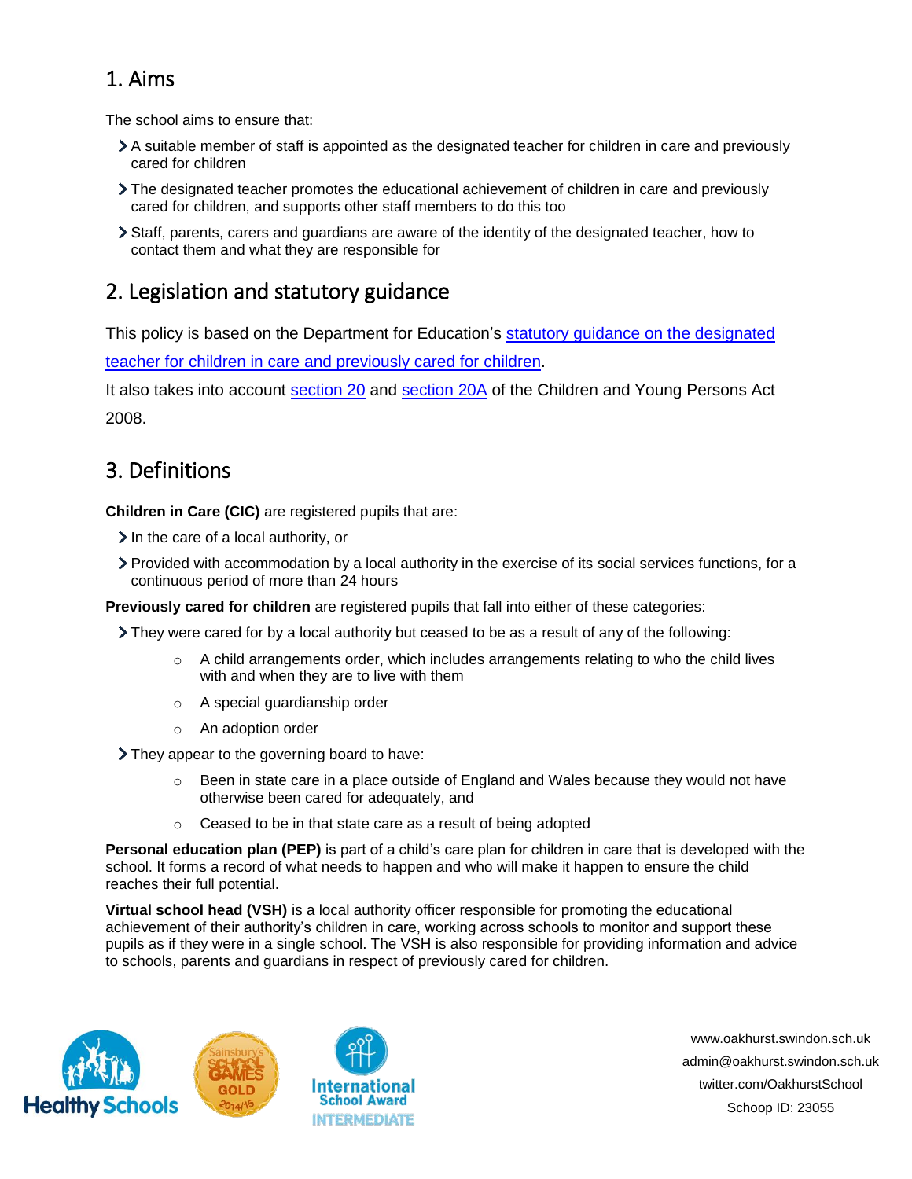## 1. Aims

The school aims to ensure that:

- A suitable member of staff is appointed as the designated teacher for children in care and previously cared for children
- The designated teacher promotes the educational achievement of children in care and previously cared for children, and supports other staff members to do this too
- Staff, parents, carers and guardians are aware of the identity of the designated teacher, how to contact them and what they are responsible for

## 2. Legislation and statutory guidance

This policy is based on the Department for Education's statutory guidance on the designated teacher for children in care and previously cared for children.

It also takes into account section 20 and section 20A of the Children and Young Persons Act 2008.

## 3. Definitions

**Children in Care (CIC)** are registered pupils that are:

- In the care of a local authority, or
- Provided with accommodation by a local authority in the exercise of its social services functions, for a continuous period of more than 24 hours

**Previously cared for children** are registered pupils that fall into either of these categories:

- They were cared for by a local authority but ceased to be as a result of any of the following:
    - A child arrangements order, which includes arrangements relating to who the child lives with and when they are to live with them
    - A special guardianship order
    - An adoption order
- They appear to the governing board to have:
    - Been in state care in a place outside of England and Wales because they would not have otherwise been cared for adequately, and
    - Ceased to be in that state care as a result of being adopted

**Personal education plan (PEP)** is part of a child's care plan for children in care that is developed with the school. It forms a record of what needs to happen and who will make it happen to ensure the child reaches their full potential.

**Virtual school head (VSH)** is a local authority officer responsible for promoting the educational achievement of their authority's children in care, working across schools to monitor and support these pupils as if they were in a single school. The VSH is also responsible for providing information and advice to schools, parents and guardians in respect of previously cared for children.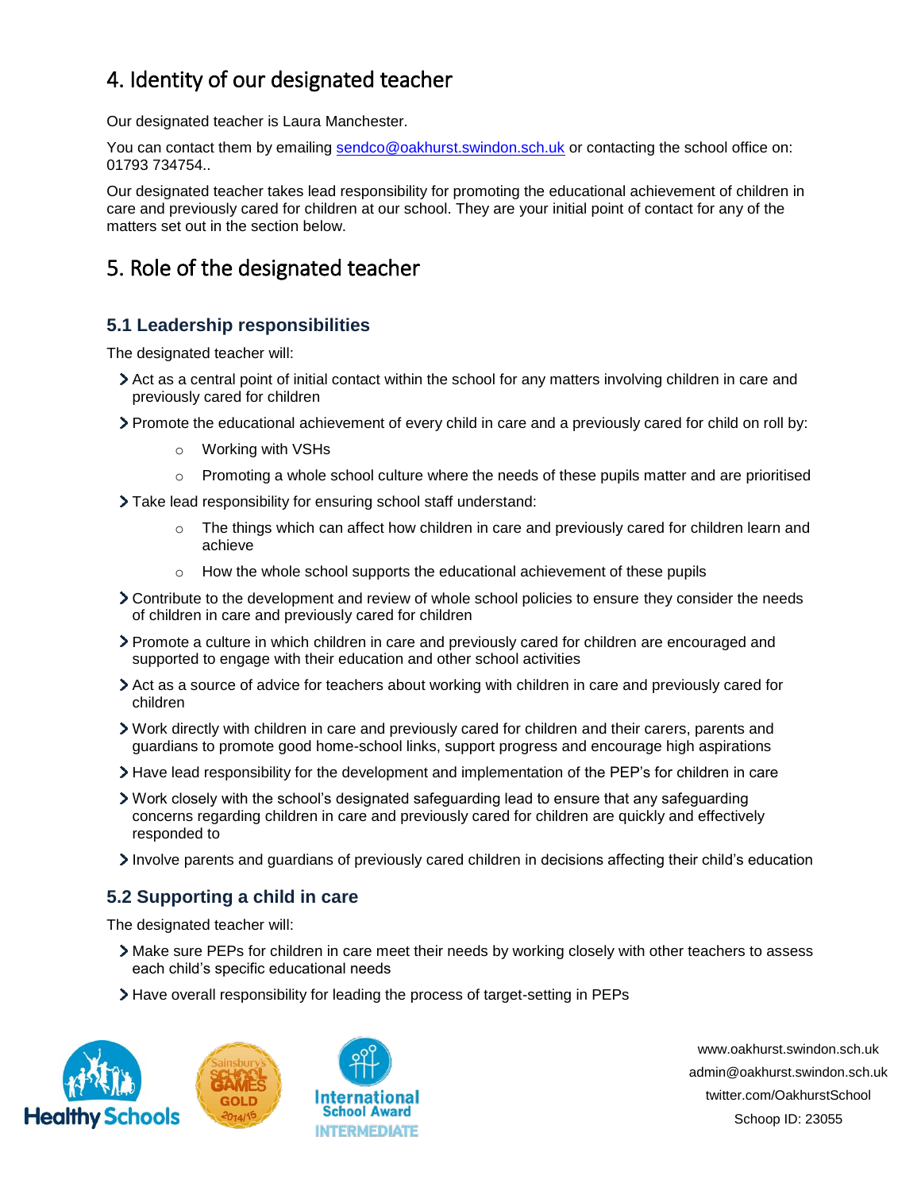## 4. Identity of our designated teacher

Our designated teacher is Laura Manchester.

You can contact them by emailing [sendco@oakhurst.swindon.sch.uk](mailto:sendco@oakhurst.swindon.sch.uk) or contacting the school office on: 01793 734754..

Our designated teacher takes lead responsibility for promoting the educational achievement of children in care and previously cared for children at our school. They are your initial point of contact for any of the matters set out in the section below.

## 5. Role of the designated teacher

### 5.1 Leadership responsibilities

The designated teacher will:

- Act as a central point of initial contact within the school for any matters involving children in care and previously cared for children
- Promote the educational achievement of every child in care and a previously cared for child on roll by:
  - Working with VSHs
  - Promoting a whole school culture where the needs of these pupils matter and are prioritised
- Take lead responsibility for ensuring school staff understand:
  - The things which can affect how children in care and previously cared for children learn and achieve
  - How the whole school supports the educational achievement of these pupils
- Contribute to the development and review of whole school policies to ensure they consider the needs of children in care and previously cared for children
- Promote a culture in which children in care and previously cared for children are encouraged and supported to engage with their education and other school activities
- Act as a source of advice for teachers about working with children in care and previously cared for children
- Work directly with children in care and previously cared for children and their carers, parents and guardians to promote good home-school links, support progress and encourage high aspirations
- Have lead responsibility for the development and implementation of the PEP's for children in care
- Work closely with the school's designated safeguarding lead to ensure that any safeguarding concerns regarding children in care and previously cared for children are quickly and effectively responded to
- Involve parents and guardians of previously cared children in decisions affecting their child's education

### 5.2 Supporting a child in care

The designated teacher will:

- Make sure PEPs for children in care meet their needs by working closely with other teachers to assess each child's specific educational needs
- Have overall responsibility for leading the process of target-setting in PEPs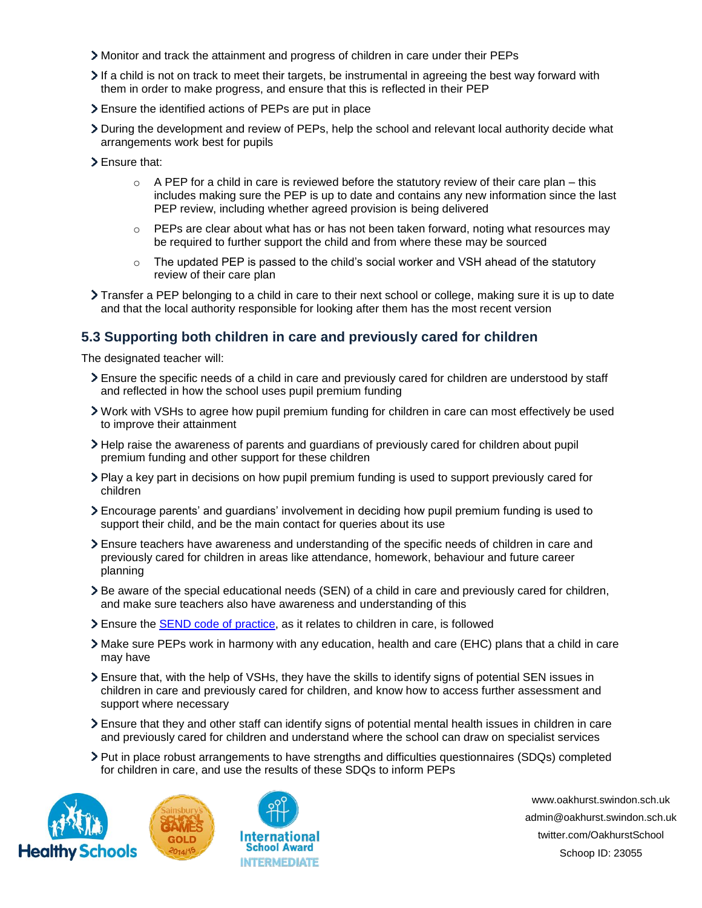- Monitor and track the attainment and progress of children in care under their PEPs
- If a child is not on track to meet their targets, be instrumental in agreeing the best way forward with them in order to make progress, and ensure that this is reflected in their PEP
- Ensure the identified actions of PEPs are put in place
- During the development and review of PEPs, help the school and relevant local authority decide what arrangements work best for pupils
- Ensure that:
    - A PEP for a child in care is reviewed before the statutory review of their care plan – this includes making sure the PEP is up to date and contains any new information since the last PEP review, including whether agreed provision is being delivered
    - PEPs are clear about what has or has not been taken forward, noting what resources may be required to further support the child and from where these may be sourced
    - The updated PEP is passed to the child's social worker and VSH ahead of the statutory review of their care plan
- Transfer a PEP belonging to a child in care to their next school or college, making sure it is up to date and that the local authority responsible for looking after them has the most recent version

### 5.3 Supporting both children in care and previously cared for children

The designated teacher will:

- Ensure the specific needs of a child in care and previously cared for children are understood by staff and reflected in how the school uses pupil premium funding
- Work with VSHs to agree how pupil premium funding for children in care can most effectively be used to improve their attainment
- Help raise the awareness of parents and guardians of previously cared for children about pupil premium funding and other support for these children
- Play a key part in decisions on how pupil premium funding is used to support previously cared for children
- Encourage parents' and guardians' involvement in deciding how pupil premium funding is used to support their child, and be the main contact for queries about its use
- Ensure teachers have awareness and understanding of the specific needs of children in care and previously cared for children in areas like attendance, homework, behaviour and future career planning
- Be aware of the special educational needs (SEN) of a child in care and previously cared for children, and make sure teachers also have awareness and understanding of this
- Ensure the SEND code of practice, as it relates to children in care, is followed
- Make sure PEPs work in harmony with any education, health and care (EHC) plans that a child in care may have
- Ensure that, with the help of VSHs, they have the skills to identify signs of potential SEN issues in children in care and previously cared for children, and know how to access further assessment and support where necessary
- Ensure that they and other staff can identify signs of potential mental health issues in children in care and previously cared for children and understand where the school can draw on specialist services
- Put in place robust arrangements to have strengths and difficulties questionnaires (SDQs) completed for children in care, and use the results of these SDQs to inform PEPs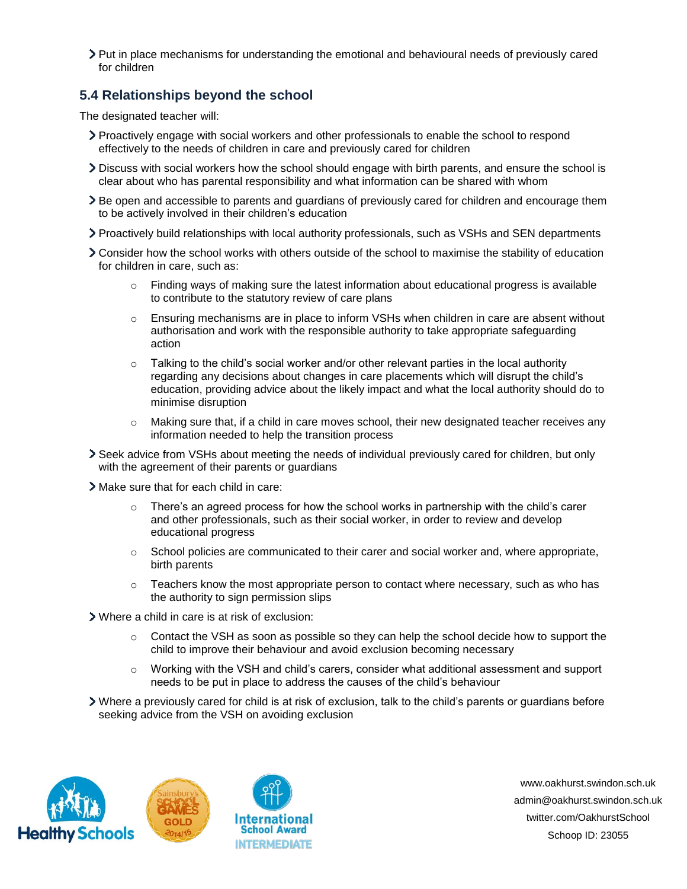- Put in place mechanisms for understanding the emotional and behavioural needs of previously cared for children

### 5.4 Relationships beyond the school

The designated teacher will:

- Proactively engage with social workers and other professionals to enable the school to respond effectively to the needs of children in care and previously cared for children
- Discuss with social workers how the school should engage with birth parents, and ensure the school is clear about who has parental responsibility and what information can be shared with whom
- Be open and accessible to parents and guardians of previously cared for children and encourage them to be actively involved in their children's education
- Proactively build relationships with local authority professionals, such as VSHs and SEN departments
- Consider how the school works with others outside of the school to maximise the stability of education for children in care, such as:
    - Finding ways of making sure the latest information about educational progress is available to contribute to the statutory review of care plans
    - Ensuring mechanisms are in place to inform VSHs when children in care are absent without authorisation and work with the responsible authority to take appropriate safeguarding action
    - Talking to the child's social worker and/or other relevant parties in the local authority regarding any decisions about changes in care placements which will disrupt the child's education, providing advice about the likely impact and what the local authority should do to minimise disruption
    - Making sure that, if a child in care moves school, their new designated teacher receives any information needed to help the transition process
- Seek advice from VSHs about meeting the needs of individual previously cared for children, but only with the agreement of their parents or guardians
- Make sure that for each child in care:
    - There's an agreed process for how the school works in partnership with the child's carer and other professionals, such as their social worker, in order to review and develop educational progress
    - School policies are communicated to their carer and social worker and, where appropriate, birth parents
    - Teachers know the most appropriate person to contact where necessary, such as who has the authority to sign permission slips
- Where a child in care is at risk of exclusion:
    - Contact the VSH as soon as possible so they can help the school decide how to support the child to improve their behaviour and avoid exclusion becoming necessary
    - Working with the VSH and child's carers, consider what additional assessment and support needs to be put in place to address the causes of the child's behaviour
- Where a previously cared for child is at risk of exclusion, talk to the child's parents or guardians before seeking advice from the VSH on avoiding exclusion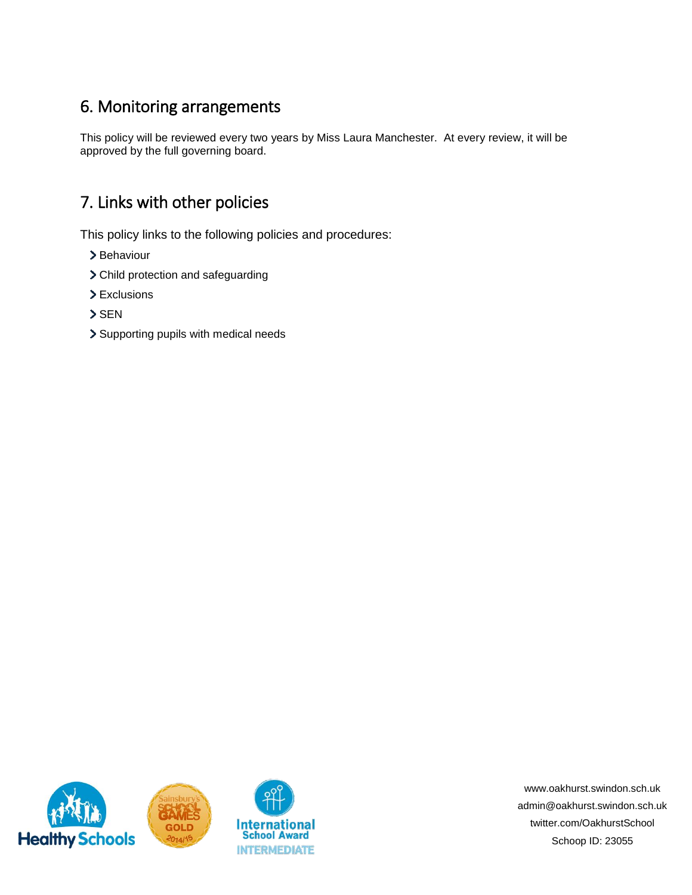## 6. Monitoring arrangements

This policy will be reviewed every two years by Miss Laura Manchester. At every review, it will be approved by the full governing board.

## 7. Links with other policies

This policy links to the following policies and procedures:

- Behaviour
- Child protection and safeguarding
- Exclusions
- SEN
- Supporting pupils with medical needs

www.oakhurst.swindon.sch.uk
admin@oakhurst.swindon.sch.uk
twitter.com/OakhurstSchool
Schoop ID: 23055